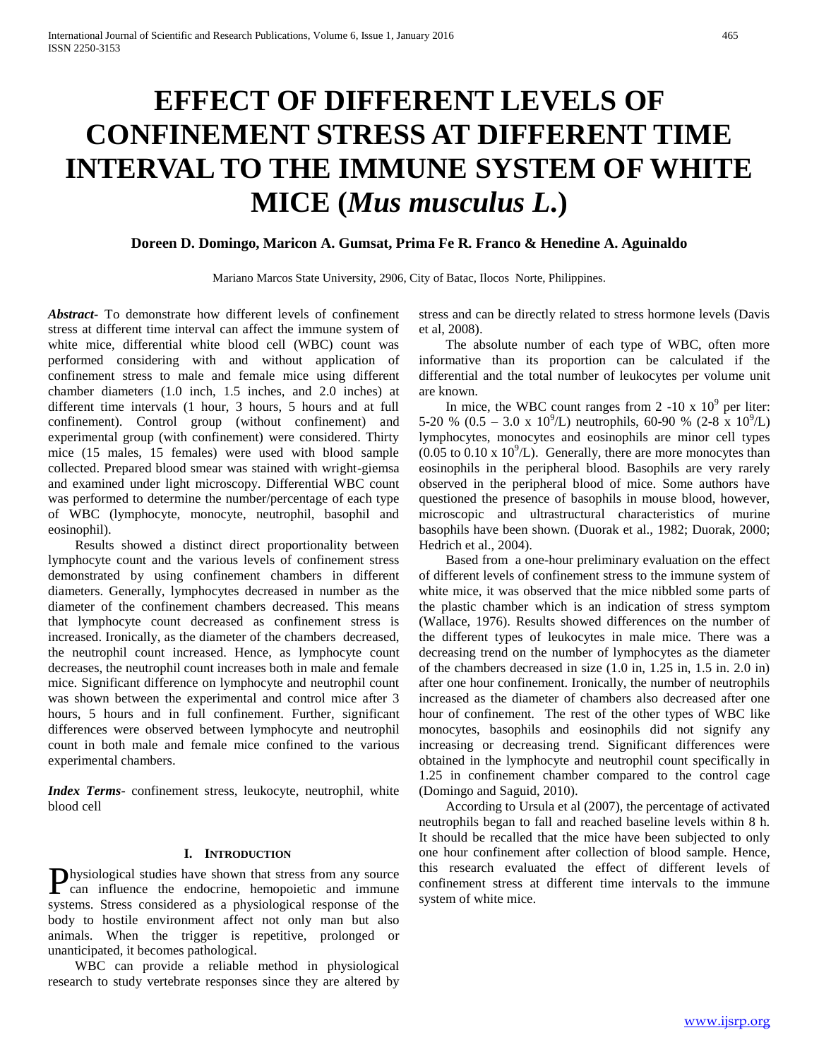# EFFECT OF DIFFERENT LEVELS OF CONFINEMENT STRESS AT DIFFERENT TIME INTERVAL TO THE IMMUNE SYSTEM OF WHITE MICE (*Mus musculus L.*)

**Doreen D. Domingo, Maricon A. Gumsat, Prima Fe R. Franco & Henedine A. Aguinaldo**

Mariano Marcos State University, 2906, City of Batac, Ilocos Norte, Philippines.

***Abstract-*** To demonstrate how different levels of confinement stress at different time interval can affect the immune system of white mice, differential white blood cell (WBC) count was performed considering with and without application of confinement stress to male and female mice using different chamber diameters (1.0 inch, 1.5 inches, and 2.0 inches) at different time intervals (1 hour, 3 hours, 5 hours and at full confinement). Control group (without confinement) and experimental group (with confinement) were considered. Thirty mice (15 males, 15 females) were used with blood sample collected. Prepared blood smear was stained with wright-giemsa and examined under light microscopy. Differential WBC count was performed to determine the number/percentage of each type of WBC (lymphocyte, monocyte, neutrophil, basophil and eosinophil).

Results showed a distinct direct proportionality between lymphocyte count and the various levels of confinement stress demonstrated by using confinement chambers in different diameters. Generally, lymphocytes decreased in number as the diameter of the confinement chambers decreased. This means that lymphocyte count decreased as confinement stress is increased. Ironically, as the diameter of the chambers decreased, the neutrophil count increased. Hence, as lymphocyte count decreases, the neutrophil count increases both in male and female mice. Significant difference on lymphocyte and neutrophil count was shown between the experimental and control mice after 3 hours, 5 hours and in full confinement. Further, significant differences were observed between lymphocyte and neutrophil count in both male and female mice confined to the various experimental chambers.

***Index Terms*****-** confinement stress, leukocyte, neutrophil, white blood cell

## I. INTRODUCTION

Physiological studies have shown that stress from any source can influence the endocrine, hemopoietic and immune systems. Stress considered as a physiological response of the body to hostile environment affect not only man but also animals. When the trigger is repetitive, prolonged or unanticipated, it becomes pathological.

WBC can provide a reliable method in physiological research to study vertebrate responses since they are altered by stress and can be directly related to stress hormone levels (Davis et al, 2008).

The absolute number of each type of WBC, often more informative than its proportion can be calculated if the differential and the total number of leukocytes per volume unit are known.

In mice, the WBC count ranges from 2 -10 x $10^9$ per liter: 5-20 % (0.5 – 3.0 x $10^9$/L) neutrophils, 60-90 % (2-8 x $10^9$/L) lymphocytes, monocytes and eosinophils are minor cell types (0.05 to 0.10 x $10^9$/L). Generally, there are more monocytes than eosinophils in the peripheral blood. Basophils are very rarely observed in the peripheral blood of mice. Some authors have questioned the presence of basophils in mouse blood, however, microscopic and ultrastructural characteristics of murine basophils have been shown. (Duorak et al., 1982; Duorak, 2000; Hedrich et al., 2004).

Based from a one-hour preliminary evaluation on the effect of different levels of confinement stress to the immune system of white mice, it was observed that the mice nibbled some parts of the plastic chamber which is an indication of stress symptom (Wallace, 1976). Results showed differences on the number of the different types of leukocytes in male mice. There was a decreasing trend on the number of lymphocytes as the diameter of the chambers decreased in size (1.0 in, 1.25 in, 1.5 in. 2.0 in) after one hour confinement. Ironically, the number of neutrophils increased as the diameter of chambers also decreased after one hour of confinement. The rest of the other types of WBC like monocytes, basophils and eosinophils did not signify any increasing or decreasing trend. Significant differences were obtained in the lymphocyte and neutrophil count specifically in 1.25 in confinement chamber compared to the control cage (Domingo and Saguid, 2010).

According to Ursula et al (2007), the percentage of activated neutrophils began to fall and reached baseline levels within 8 h. It should be recalled that the mice have been subjected to only one hour confinement after collection of blood sample. Hence, this research evaluated the effect of different levels of confinement stress at different time intervals to the immune system of white mice.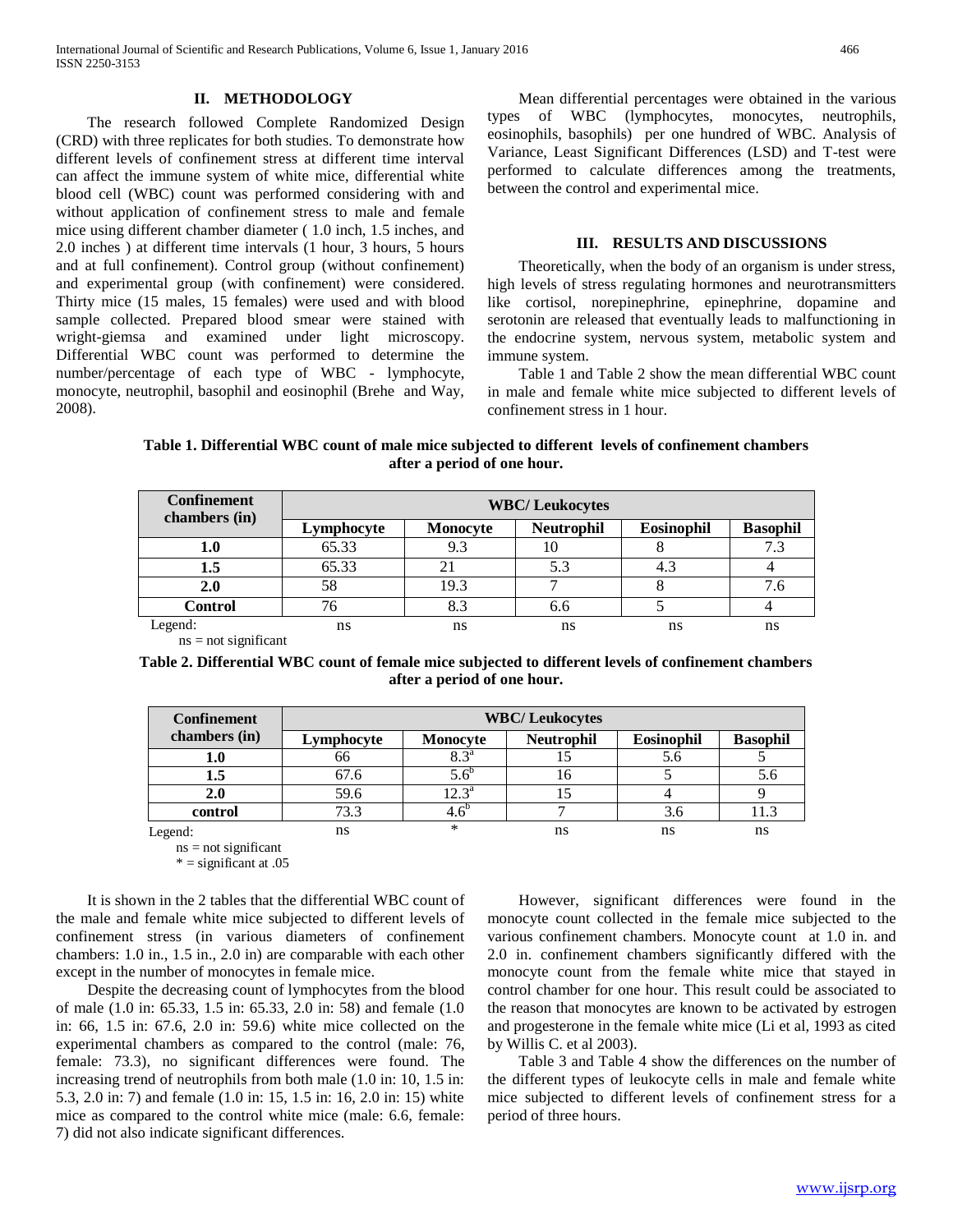## II. METHODOLOGY

The research followed Complete Randomized Design (CRD) with three replicates for both studies. To demonstrate how different levels of confinement stress at different time interval can affect the immune system of white mice, differential white blood cell (WBC) count was performed considering with and without application of confinement stress to male and female mice using different chamber diameter ( 1.0 inch, 1.5 inches, and 2.0 inches ) at different time intervals (1 hour, 3 hours, 5 hours and at full confinement). Control group (without confinement) and experimental group (with confinement) were considered. Thirty mice (15 males, 15 females) were used and with blood sample collected. Prepared blood smear were stained with wright-giemsa and examined under light microscopy. Differential WBC count was performed to determine the number/percentage of each type of WBC - lymphocyte, monocyte, neutrophil, basophil and eosinophil (Brehe and Way, 2008).

Mean differential percentages were obtained in the various types of WBC (lymphocytes, monocytes, neutrophils, eosinophils, basophils) per one hundred of WBC. Analysis of Variance, Least Significant Differences (LSD) and T-test were performed to calculate differences among the treatments, between the control and experimental mice.

## III. RESULTS AND DISCUSSIONS

Theoretically, when the body of an organism is under stress, high levels of stress regulating hormones and neurotransmitters like cortisol, norepinephrine, epinephrine, dopamine and serotonin are released that eventually leads to malfunctioning in the endocrine system, nervous system, metabolic system and immune system.

Table 1 and Table 2 show the mean differential WBC count in male and female white mice subjected to different levels of confinement stress in 1 hour.

**Table 1. Differential WBC count of male mice subjected to different levels of confinement chambers after a period of one hour.**

| Confinement chambers (in) | WBC/ Leukocytes | | | | |
|---|---|---|---|---|---|
| | Lymphocyte | Monocyte | Neutrophil | Eosinophil | Basophil |
| **1.0** | 65.33 | 9.3 | 10 | 8 | 7.3 |
| **1.5** | 65.33 | 21 | 5.3 | 4.3 | 4 |
| **2.0** | 58 | 19.3 | 7 | 8 | 7.6 |
| **Control** | 76 | 8.3 | 6.6 | 5 | 4 |
| Legend: | ns | ns | ns | ns | ns |

ns = not significant

**Table 2. Differential WBC count of female mice subjected to different levels of confinement chambers after a period of one hour.**

| Confinement chambers (in) | WBC/ Leukocytes | | | | |
|---|---|---|---|---|---|
| | Lymphocyte | Monocyte | Neutrophil | Eosinophil | Basophil |
| **1.0** | 66 | 8.3[a] | 15 | 5.6 | 5 |
| **1.5** | 67.6 | 5.6[b] | 16 | 5 | 5.6 |
| **2.0** | 59.6 | 12.3[a] | 15 | 4 | 9 |
| **control** | 73.3 | 4.6[b] | 7 | 3.6 | 11.3 |
| Legend: | ns | * | ns | ns | ns |

ns = not significant
* = significant at .05

It is shown in the 2 tables that the differential WBC count of the male and female white mice subjected to different levels of confinement stress (in various diameters of confinement chambers: 1.0 in., 1.5 in., 2.0 in) are comparable with each other except in the number of monocytes in female mice.

Despite the decreasing count of lymphocytes from the blood of male (1.0 in: 65.33, 1.5 in: 65.33, 2.0 in: 58) and female (1.0 in: 66, 1.5 in: 67.6, 2.0 in: 59.6) white mice collected on the experimental chambers as compared to the control (male: 76, female: 73.3), no significant differences were found. The increasing trend of neutrophils from both male (1.0 in: 10, 1.5 in: 5.3, 2.0 in: 7) and female (1.0 in: 15, 1.5 in: 16, 2.0 in: 15) white mice as compared to the control white mice (male: 6.6, female: 7) did not also indicate significant differences.

However, significant differences were found in the monocyte count collected in the female mice subjected to the various confinement chambers. Monocyte count at 1.0 in. and 2.0 in. confinement chambers significantly differed with the monocyte count from the female white mice that stayed in control chamber for one hour. This result could be associated to the reason that monocytes are known to be activated by estrogen and progesterone in the female white mice (Li et al, 1993 as cited by Willis C. et al 2003).

Table 3 and Table 4 show the differences on the number of the different types of leukocyte cells in male and female white mice subjected to different levels of confinement stress for a period of three hours.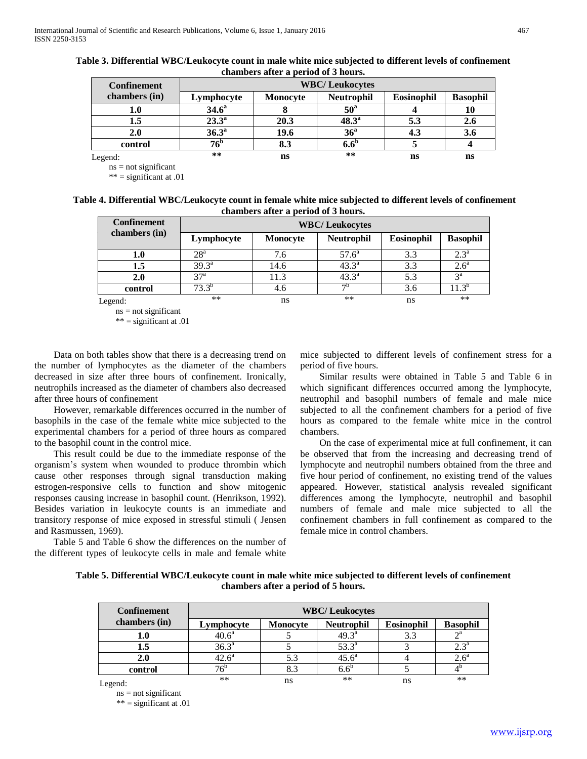**Table 3. Differential WBC/Leukocyte count in male white mice subjected to different levels of confinement chambers after a period of 3 hours.**

| Confinement chambers (in) | WBC/ Leukocytes | | | | |
|---|---|---|---|---|---|
| | Lymphocyte | Monocyte | Neutrophil | Eosinophil | Basophil |
| 1.0 | $34.6^{a}$ | 8 | $50^{a}$ | 4 | 10 |
| 1.5 | $23.3^{a}$ | 20.3 | $48.3^{a}$ | 5.3 | 2.6 |
| 2.0 | $36.3^{a}$ | 19.6 | $36^{a}$ | 4.3 | 3.6 |
| control | $76^{b}$ | 8.3 | $6.6^{b}$ | 5 | 4 |
| Legend: | ** | ns | ** | ns | ns |

ns = not significant

** = significant at .01

**Table 4. Differential WBC/Leukocyte count in female white mice subjected to different levels of confinement chambers after a period of 3 hours.**

| Confinement chambers (in) | WBC/ Leukocytes | | | | |
|---|---|---|---|---|---|
| | Lymphocyte | Monocyte | Neutrophil | Eosinophil | Basophil |
| 1.0 | $28^{a}$ | 7.6 | $57.6^{a}$ | 3.3 | $2.3^{a}$ |
| 1.5 | $39.3^{a}$ | 14.6 | $43.3^{a}$ | 3.3 | $2.6^{a}$ |
| 2.0 | $37^{a}$ | 11.3 | $43.3^{a}$ | 5.3 | $3^{a}$ |
| control | $73.3^{b}$ | 4.6 | $7^{b}$ | 3.6 | $11.3^{b}$ |
| Legend: | ** | ns | ** | ns | ** |

ns = not significant

** = significant at .01

Data on both tables show that there is a decreasing trend on the number of lymphocytes as the diameter of the chambers decreased in size after three hours of confinement. Ironically, neutrophils increased as the diameter of chambers also decreased after three hours of confinement

However, remarkable differences occurred in the number of basophils in the case of the female white mice subjected to the experimental chambers for a period of three hours as compared to the basophil count in the control mice.

This result could be due to the immediate response of the organism's system when wounded to produce thrombin which cause other responses through signal transduction making estrogen-responsive cells to function and show mitogenic responses causing increase in basophil count. (Henrikson, 1992). Besides variation in leukocyte counts is an immediate and transitory response of mice exposed in stressful stimuli ( Jensen and Rasmussen, 1969).

Table 5 and Table 6 show the differences on the number of the different types of leukocyte cells in male and female white mice subjected to different levels of confinement stress for a period of five hours.

Similar results were obtained in Table 5 and Table 6 in which significant differences occurred among the lymphocyte, neutrophil and basophil numbers of female and male mice subjected to all the confinement chambers for a period of five hours as compared to the female white mice in the control chambers.

On the case of experimental mice at full confinement, it can be observed that from the increasing and decreasing trend of lymphocyte and neutrophil numbers obtained from the three and five hour period of confinement, no existing trend of the values appeared. However, statistical analysis revealed significant differences among the lymphocyte, neutrophil and basophil numbers of female and male mice subjected to all the confinement chambers in full confinement as compared to the female mice in control chambers.

**Table 5. Differential WBC/Leukocyte count in male white mice subjected to different levels of confinement chambers after a period of 5 hours.**

| Confinement chambers (in) | WBC/ Leukocytes | | | | |
|---|---|---|---|---|---|
| | Lymphocyte | Monocyte | Neutrophil | Eosinophil | Basophil |
| 1.0 | $40.6^{a}$ | 5 | $49.3^{a}$ | 3.3 | $2^{a}$ |
| 1.5 | $36.3^{a}$ | 5 | $53.3^{a}$ | 3 | $2.3^{a}$ |
| 2.0 | $42.6^{a}$ | 5.3 | $45.6^{a}$ | 4 | $2.6^{a}$ |
| control | $76^{b}$ | 8.3 | $6.6^{b}$ | 5 | $4^{b}$ |
| Legend: | ** | ns | ** | ns | ** |

ns = not significant

** = significant at .01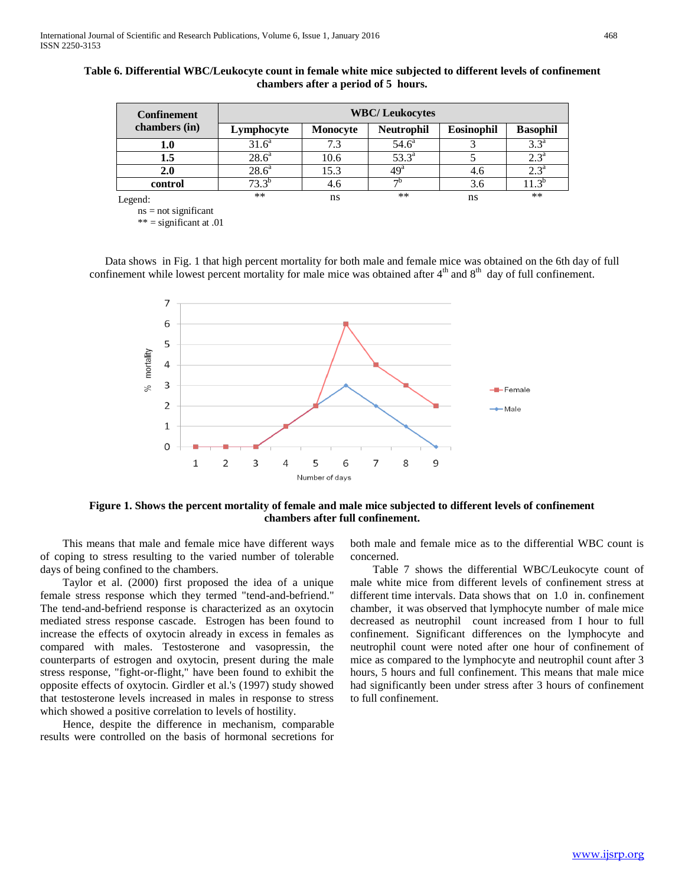**Table 6. Differential WBC/Leukocyte count in female white mice subjected to different levels of confinement chambers after a period of 5 hours.**

| Confinement chambers (in) | WBC/ Leukocytes | | | | |
|---|---|---|---|---|---|
| | Lymphocyte | Monocyte | Neutrophil | Eosinophil | Basophil |
| **1.0** | 31.6[a] | 7.3 | 54.6[a] | 3 | 3.3[a] |
| **1.5** | 28.6[a] | 10.6 | 53.3[a] | 5 | 2.3[a] |
| **2.0** | 28.6[a] | 15.3 | 49[a] | 4.6 | 2.3[a] |
| **control** | 73.3[b] | 4.6 | 7[b] | 3.6 | 11.3[b] |
| Legend: | ** | ns | ** | ns | ** |

ns = not significant
** = significant at .01

Data shows in Fig. 1 that high percent mortality for both male and female mice was obtained on the 6th day of full confinement while lowest percent mortality for male mice was obtained after 4[th] and 8[th] day of full confinement.

**Figure 1. Shows the percent mortality of female and male mice subjected to different levels of confinement chambers after full confinement.**

This means that male and female mice have different ways of coping to stress resulting to the varied number of tolerable days of being confined to the chambers.

Taylor et al. (2000) first proposed the idea of a unique female stress response which they termed "tend-and-befriend." The tend-and-befriend response is characterized as an oxytocin mediated stress response cascade. Estrogen has been found to increase the effects of oxytocin already in excess in females as compared with males. Testosterone and vasopressin, the counterparts of estrogen and oxytocin, present during the male stress response, "fight-or-flight," have been found to exhibit the opposite effects of oxytocin. Girdler et al.'s (1997) study showed that testosterone levels increased in males in response to stress which showed a positive correlation to levels of hostility.

Hence, despite the difference in mechanism, comparable results were controlled on the basis of hormonal secretions for both male and female mice as to the differential WBC count is concerned.

Table 7 shows the differential WBC/Leukocyte count of male white mice from different levels of confinement stress at different time intervals. Data shows that on 1.0 in. confinement chamber, it was observed that lymphocyte number of male mice decreased as neutrophil count increased from I hour to full confinement. Significant differences on the lymphocyte and neutrophil count were noted after one hour of confinement of mice as compared to the lymphocyte and neutrophil count after 3 hours, 5 hours and full confinement. This means that male mice had significantly been under stress after 3 hours of confinement to full confinement.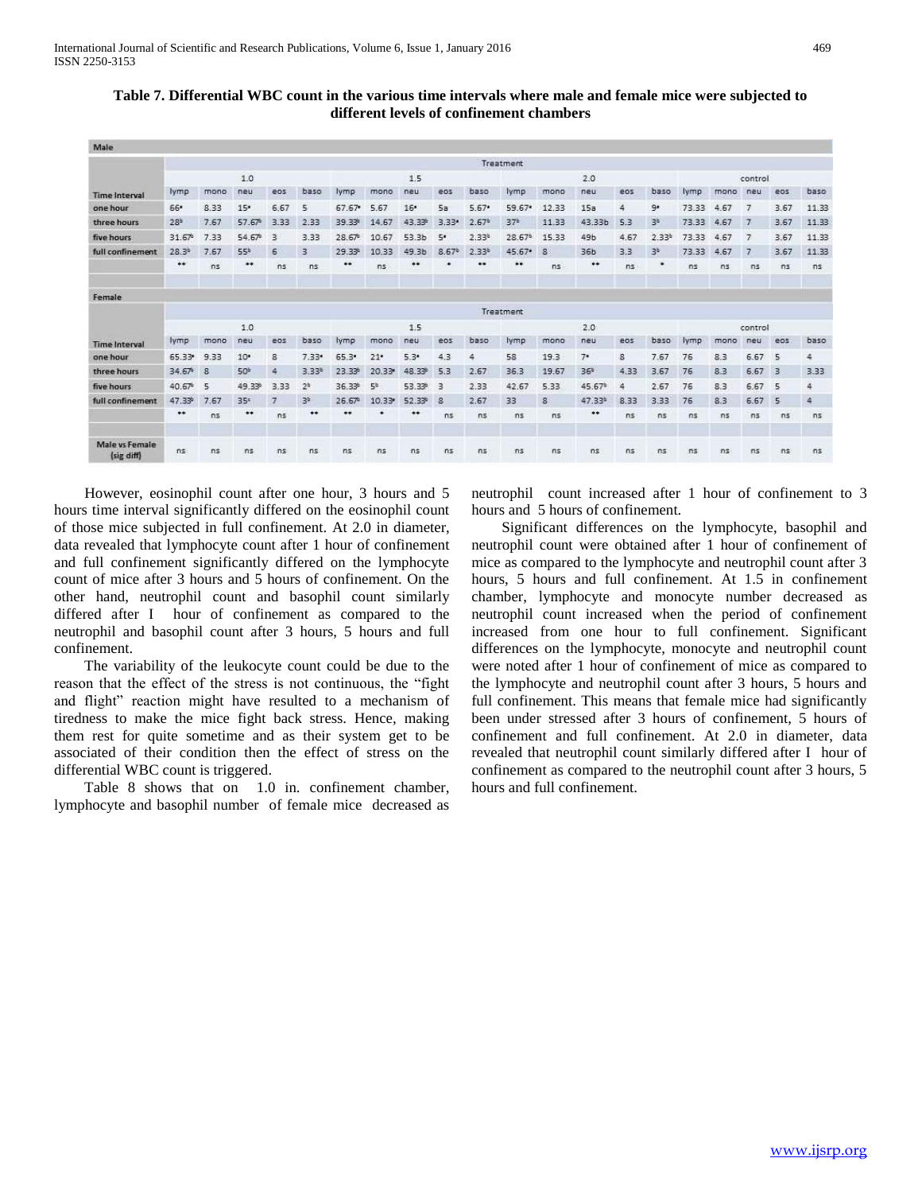**Table 7. Differential WBC count in the various time intervals where male and female mice were subjected to different levels of confinement chambers**

| Male | | | | | | | | | | | | | | | | | | | | |
|---|---|---|---|---|---|---|---|---|---|---|---|---|---|---|---|---|---|---|---|---|
| | Treatment | | | | | | | | | | | | | | | | | | | |
| | 1.0 | | | | | 1.5 | | | | | 2.0 | | | | | control | | | | |
| Time Interval | lymp | mono | neu | eos | baso | lymp | mono | neu | eos | baso | lymp | mono | neu | eos | baso | lymp | mono | neu | eos | baso |
| one hour | 66ᵃ | 8.33 | 15ᵃ | 6.67 | 5 | 67.67ᵃ | 5.67 | 16ᵃ | 5a | 5.67ᵃ | 59.67ᵃ | 12.33 | 15a | 4 | 9ᵃ | 73.33 | 4.67 | 7 | 3.67 | 11.33 |
| three hours | 28ᵇ | 7.67 | 57.67ᵇ | 3.33 | 2.33 | 39.33ᵇ | 14.67 | 43.33ᵇ | 3.33ᵃ | 2.67ᵇ | 37ᵇ | 11.33 | 43.33b | 5.3 | 3ᵇ | 73.33 | 4.67 | 7 | 3.67 | 11.33 |
| five hours | 31.67ᵇ | 7.33 | 54.67ᵇ | 3 | 3.33 | 28.67ᵇ | 10.67 | 53.3b | 5ᵃ | 2.33ᵇ | 28.67ᵇ | 15.33 | 49b | 4.67 | 2.33ᵇ | 73.33 | 4.67 | 7 | 3.67 | 11.33 |
| full confinement | 28.3ᵇ | 7.67 | 55ᵇ | 6 | 3 | 29.33ᵇ | 10.33 | 49.3b | 8.67ᵇ | 2.33ᵇ | 45.67ᵃ | 8 | 36b | 3.3 | 3ᵇ | 73.33 | 4.67 | 7 | 3.67 | 11.33 |
| | ** | ns | ** | ns | ns | ** | ns | ** | * | ** | ** | ns | ** | ns | * | ns | ns | ns | ns | ns |
| **Female** | | | | | | | | | | | | | | | | | | | | |
| | Treatment | | | | | | | | | | | | | | | | | | | |
| | 1.0 | | | | | 1.5 | | | | | 2.0 | | | | | control | | | | |
| Time Interval | lymp | mono | neu | eos | baso | lymp | mono | neu | eos | baso | lymp | mono | neu | eos | baso | lymp | mono | neu | eos | baso |
| one hour | 65.33ᵃ | 9.33 | 10ᵃ | 8 | 7.33ᵃ | 65.3ᵃ | 21ᵃ | 5.3ᵃ | 4.3 | 4 | 58 | 19.3 | 7ᵃ | 8 | 7.67 | 76 | 8.3 | 6.67 | 5 | 4 |
| three hours | 34.67ᵇ | 8 | 50ᵇ | 4 | 3.33ᵇ | 23.33ᵇ | 20.33ᵃ | 48.33ᵇ | 5.3 | 2.67 | 36.3 | 19.67 | 36ᵇ | 4.33 | 3.67 | 76 | 8.3 | 6.67 | 3 | 3.33 |
| five hours | 40.67ᵇ | 5 | 49.33ᵇ | 3.33 | 2ᵇ | 36.33ᵇ | 5ᵇ | 53.33ᵇ | 3 | 2.33 | 42.67 | 5.33 | 45.67ᵇ | 4 | 2.67 | 76 | 8.3 | 6.67 | 5 | 4 |
| full confinement | 47.33ᵇ | 7.67 | 35ᶜ | 7 | 3ᵇ | 26.67ᵇ | 10.33ᵃ | 52.33ᵇ | 8 | 2.67 | 33 | 8 | 47.33ᵇ | 8.33 | 3.33 | 76 | 8.3 | 6.67 | 5 | 4 |
| | ** | ns | ** | ns | ** | ** | * | ** | ns | ns | ns | ns | ** | ns | ns | ns | ns | ns | ns | ns |
| Male vs Female (sig diff) | ns | ns | ns | ns | ns | ns | ns | ns | ns | ns | ns | ns | ns | ns | ns | ns | ns | ns | ns | ns |

However, eosinophil count after one hour, 3 hours and 5 hours time interval significantly differed on the eosinophil count of those mice subjected in full confinement. At 2.0 in diameter, data revealed that lymphocyte count after 1 hour of confinement and full confinement significantly differed on the lymphocyte count of mice after 3 hours and 5 hours of confinement. On the other hand, neutrophil count and basophil count similarly differed after I hour of confinement as compared to the neutrophil and basophil count after 3 hours, 5 hours and full confinement.

The variability of the leukocyte count could be due to the reason that the effect of the stress is not continuous, the "fight and flight" reaction might have resulted to a mechanism of tiredness to make the mice fight back stress. Hence, making them rest for quite sometime and as their system get to be associated of their condition then the effect of stress on the differential WBC count is triggered.

Table 8 shows that on 1.0 in. confinement chamber, lymphocyte and basophil number of female mice decreased as neutrophil count increased after 1 hour of confinement to 3 hours and 5 hours of confinement.

Significant differences on the lymphocyte, basophil and neutrophil count were obtained after 1 hour of confinement of mice as compared to the lymphocyte and neutrophil count after 3 hours, 5 hours and full confinement. At 1.5 in confinement chamber, lymphocyte and monocyte number decreased as neutrophil count increased when the period of confinement increased from one hour to full confinement. Significant differences on the lymphocyte, monocyte and neutrophil count were noted after 1 hour of confinement of mice as compared to the lymphocyte and neutrophil count after 3 hours, 5 hours and full confinement. This means that female mice had significantly been under stressed after 3 hours of confinement, 5 hours of confinement and full confinement. At 2.0 in diameter, data revealed that neutrophil count similarly differed after I hour of confinement as compared to the neutrophil count after 3 hours, 5 hours and full confinement.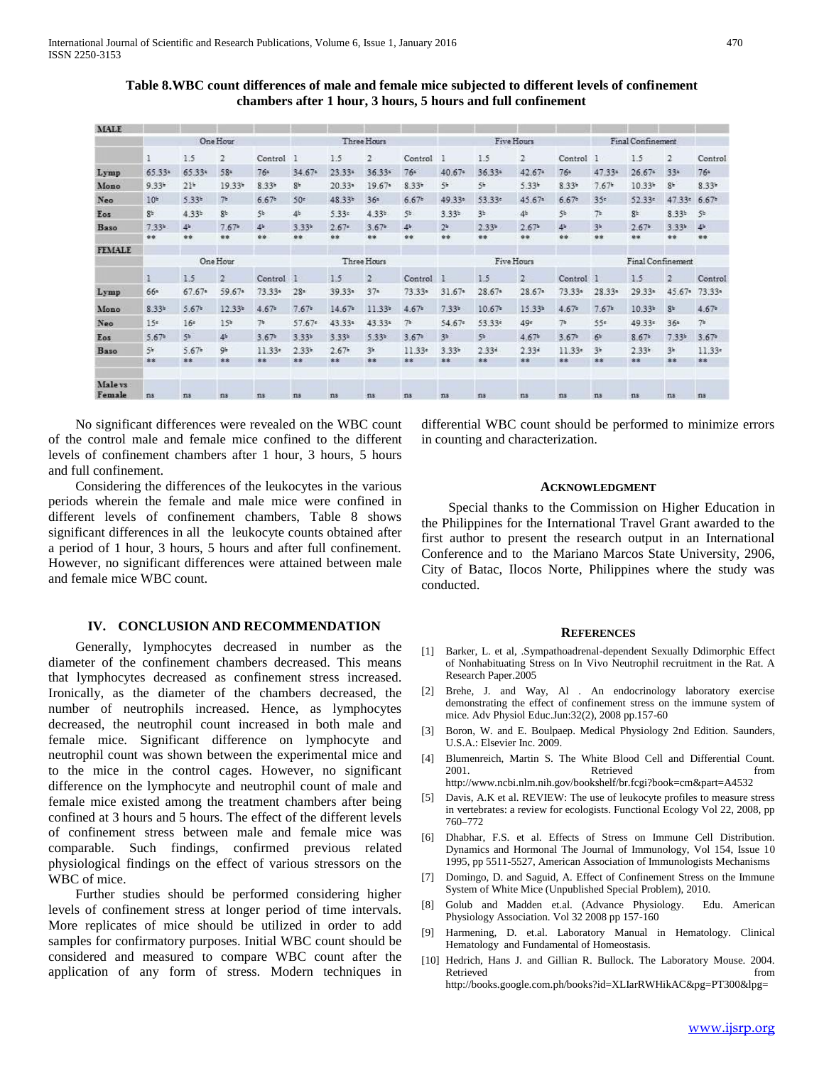**Table 8.WBC count differences of male and female mice subjected to different levels of confinement chambers after 1 hour, 3 hours, 5 hours and full confinement**

| MALE | One Hour | | | | Three Hours | | | | Five Hours | | | | Final Confinement | | | |
|---|---|---|---|---|---|---|---|---|---|---|---|---|---|---|---|---|
| | 1 | 1.5 | 2 | Control | 1 | 1.5 | 2 | Control | 1 | 1.5 | 2 | Control | 1 | 1.5 | 2 | Control |
| Lymp | 65.33[a] | 65.33[a] | 58[a] | 76[a] | 34.67[a] | 23.33[a] | 36.33[a] | 76[c] | 40.67[a] | 36.33[a] | 42.67[a] | 76[a] | 47.33[a] | 26.67[a] | 33[a] | 76[a] |
| Mono | 9.33[b] | 21[b] | 19.33[b] | 8.33[b] | 8[b] | 20.33[a] | 19.67[a] | 8.33[b] | 5[b] | 5[b] | 5.33[b] | 8.33[b] | 7.67[b] | 10.33[b] | 8[b] | 8.33[b] |
| Neo | 10[b] | 5.33[b] | 7[b] | 6.67[b] | 50[c] | 48.33[b] | 36[a] | 6.67[b] | 49.33[a] | 53.33[c] | 45.67[a] | 6.67[b] | 35[c] | 52.33[c] | 47.33[c] | 6.67[b] |
| Eos | 8[b] | 4.33[b] | 8[b] | 5[b] | 4[b] | 5.33[c] | 4.33[b] | 5[b] | 3.33[b] | 3[b] | 4[b] | 5[b] | 7[b] | 8[b] | 8.33[b] | 5[b] |
| Baso | 7.33[b] | 4[b] | 7.67[b] | 4[b] | 3.33[b] | 2.67[c] | 3.67[b] | 4[b] | 2[b] | 2.33[b] | 2.67[b] | 4[b] | 3[b] | 2.67[b] | 3.33[b] | 4[b] |
| | ** | ** | ** | ** | ** | ** | ** | ** | ** | ** | ** | ** | ** | ** | ** | ** |
| **FEMALE** | One Hour | | | | Three Hours | | | | Five Hours | | | | Final Confinement | | | |
| | 1 | 1.5 | 2 | Control | 1 | 1.5 | 2 | Control | 1 | 1.5 | 2 | Control | 1 | 1.5 | 2 | Control |
| Lymp | 66[a] | 67.67[a] | 59.67[a] | 73.33[a] | 28[a] | 39.33[a] | 37[a] | 73.33[a] | 31.67[a] | 28.67[a] | 28.67[a] | 73.33[a] | 28.33[a] | 29.33[a] | 45.67[a] | 73.33[a] |
| Mono | 8.33[b] | 5.67[b] | 12.33[b] | 4.67[b] | 7.67[b] | 14.67[b] | 11.33[b] | 4.67[b] | 7.33[b] | 10.67[b] | 15.33[b] | 4.67[b] | 7.67[b] | 10.33[b] | 8[b] | 4.67[b] |
| Neo | 15[c] | 16[c] | 15[b] | 7[b] | 57.67[c] | 43.33[a] | 43.33[a] | 7[b] | 54.67[a] | 53.33[c] | 49[c] | 7[b] | 55[c] | 49.33[c] | 36[a] | 7[b] |
| Eos | 5.67[b] | 5[b] | 4[b] | 3.67[b] | 3.33[b] | 3.33[b] | 5.33[b] | 3.67[b] | 3[b] | 5[b] | 4.67[b] | 3.67[b] | 6[b] | 8.67[b] | 7.33[b] | 3.67[b] |
| Baso | 5[b] | 5.67[b] | 9[b] | 11.33[c] | 2.33[b] | 2.67[b] | 3[b] | 11.33[c] | 3.33[b] | 2.33[d] | 2.33[d] | 11.33[c] | 3[b] | 2.33[b] | 3[b] | 11.33[c] |
| | ** | ** | ** | ** | ** | ** | ** | ** | ** | ** | ** | ** | ** | ** | ** | ** |
| Male vs Female | ns | ns | ns | ns | ns | ns | ns | ns | ns | ns | ns | ns | ns | ns | ns | ns |

No significant differences were revealed on the WBC count of the control male and female mice confined to the different levels of confinement chambers after 1 hour, 3 hours, 5 hours and full confinement.

Considering the differences of the leukocytes in the various periods wherein the female and male mice were confined in different levels of confinement chambers, Table 8 shows significant differences in all the leukocyte counts obtained after a period of 1 hour, 3 hours, 5 hours and after full confinement. However, no significant differences were attained between male and female mice WBC count.

## IV. Conclusion and Recommendation

Generally, lymphocytes decreased in number as the diameter of the confinement chambers decreased. This means that lymphocytes decreased as confinement stress increased. Ironically, as the diameter of the chambers decreased, the number of neutrophils increased. Hence, as lymphocytes decreased, the neutrophil count increased in both male and female mice. Significant difference on lymphocyte and neutrophil count was shown between the experimental mice and to the mice in the control cages. However, no significant difference on the lymphocyte and neutrophil count of male and female mice existed among the treatment chambers after being confined at 3 hours and 5 hours. The effect of the different levels of confinement stress between male and female mice was comparable. Such findings, confirmed previous related physiological findings on the effect of various stressors on the WBC of mice.

Further studies should be performed considering higher levels of confinement stress at longer period of time intervals. More replicates of mice should be utilized in order to add samples for confirmatory purposes. Initial WBC count should be considered and measured to compare WBC count after the application of any form of stress. Modern techniques in differential WBC count should be performed to minimize errors in counting and characterization.

## Acknowledgment

Special thanks to the Commission on Higher Education in the Philippines for the International Travel Grant awarded to the first author to present the research output in an International Conference and to the Mariano Marcos State University, 2906, City of Batac, Ilocos Norte, Philippines where the study was conducted.

## References

[1] Barker, L. et al, .Sympathoadrenal-dependent Sexually Ddimorphic Effect of Nonhabituating Stress on In Vivo Neutrophil recruitment in the Rat. A Research Paper.2005

[2] Brehe, J. and Way, Al . An endocrinology laboratory exercise demonstrating the effect of confinement stress on the immune system of mice. Adv Physiol Educ.Jun:32(2), 2008 pp.157-60

[3] Boron, W. and E. Boulpaep. Medical Physiology 2nd Edition. Saunders, U.S.A.: Elsevier Inc. 2009.

[4] Blumenreich, Martin S. The White Blood Cell and Differential Count. 2001. Retrieved from http://www.ncbi.nlm.nih.gov/bookshelf/br.fcgi?book=cm&part=A4532

[5] Davis, A.K et al. REVIEW: The use of leukocyte profiles to measure stress in vertebrates: a review for ecologists. Functional Ecology Vol 22, 2008, pp 760–772

[6] Dhabhar, F.S. et al. Effects of Stress on Immune Cell Distribution. Dynamics and Hormonal The Journal of Immunology, Vol 154, Issue 10 1995, pp 5511-5527, American Association of Immunologists Mechanisms

[7] Domingo, D. and Saguid, A. Effect of Confinement Stress on the Immune System of White Mice (Unpublished Special Problem), 2010.

[8] Golub and Madden et.al. (Advance Physiology. Edu. American Physiology Association. Vol 32 2008 pp 157-160

[9] Harmening, D. et.al. Laboratory Manual in Hematology. Clinical Hematology and Fundamental of Homeostasis.

[10] Hedrich, Hans J. and Gillian R. Bullock. The Laboratory Mouse. 2004. Retrieved from http://books.google.com.ph/books?id=XLIarRWHikAC&pg=PT300&lpg=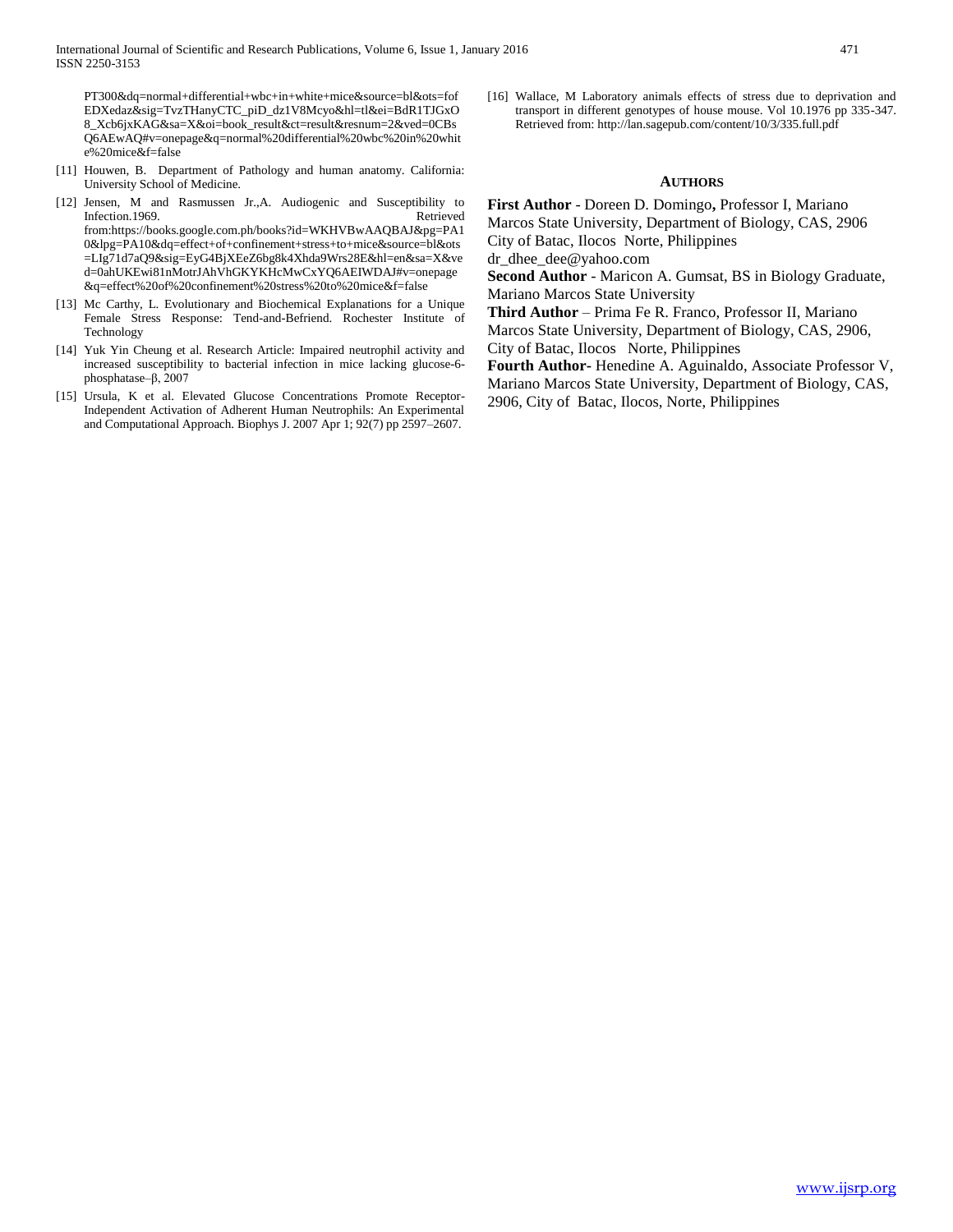PT300&dq=normal+differential+wbc+in+white+mice&source=bl&ots=fofEDXedaz&sig=TvzTHanyCTC_piD_dz1V8Mcyo&hl=tl&ei=BdR1TJGxO8_Xcb6jxKAG&sa=X&oi=book_result&ct=result&resnum=2&ved=0CBsQ6AEwAQ#v=onepage&q=normal%20differential%20wbc%20in%20white%20mice&f=false

[11] Houwen, B. Department of Pathology and human anatomy. California: University School of Medicine.

[12] Jensen, M and Rasmussen Jr.,A. Audiogenic and Susceptibility to Infection.1969. Retrieved from:https://books.google.com.ph/books?id=WKHVBwAAQBAJ&pg=PA10&lpg=PA10&dq=effect+of+confinement+stress+to+mice&source=bl&ots=LIg71d7aQ9&sig=EyG4BjXEeZ6bg8k4Xhda9Wrs28E&hl=en&sa=X&ved=0ahUKEwi81nMotrJAhVhGKYKHcMwCxYQ6AEIWDAJ#v=onepage&q=effect%20of%20confinement%20stress%20to%20mice&f=false

[13] Mc Carthy, L. Evolutionary and Biochemical Explanations for a Unique Female Stress Response: Tend-and-Befriend. Rochester Institute of Technology

[14] Yuk Yin Cheung et al. Research Article: Impaired neutrophil activity and increased susceptibility to bacterial infection in mice lacking glucose-6-phosphatase–β, 2007

[15] Ursula, K et al. Elevated Glucose Concentrations Promote Receptor-Independent Activation of Adherent Human Neutrophils: An Experimental and Computational Approach. Biophys J. 2007 Apr 1; 92(7) pp 2597–2607.

[16] Wallace, M Laboratory animals effects of stress due to deprivation and transport in different genotypes of house mouse. Vol 10.1976 pp 335-347. Retrieved from: http://lan.sagepub.com/content/10/3/335.full.pdf

## AUTHORS

**First Author** - Doreen D. Domingo**,** Professor I, Mariano Marcos State University, Department of Biology, CAS, 2906 City of Batac, Ilocos Norte, Philippines
dr_dhee_dee@yahoo.com

**Second Author** - Maricon A. Gumsat, BS in Biology Graduate, Mariano Marcos State University

**Third Author** – Prima Fe R. Franco, Professor II, Mariano Marcos State University, Department of Biology, CAS, 2906, City of Batac, Ilocos Norte, Philippines

**Fourth Author-** Henedine A. Aguinaldo, Associate Professor V, Mariano Marcos State University, Department of Biology, CAS, 2906, City of Batac, Ilocos, Norte, Philippines